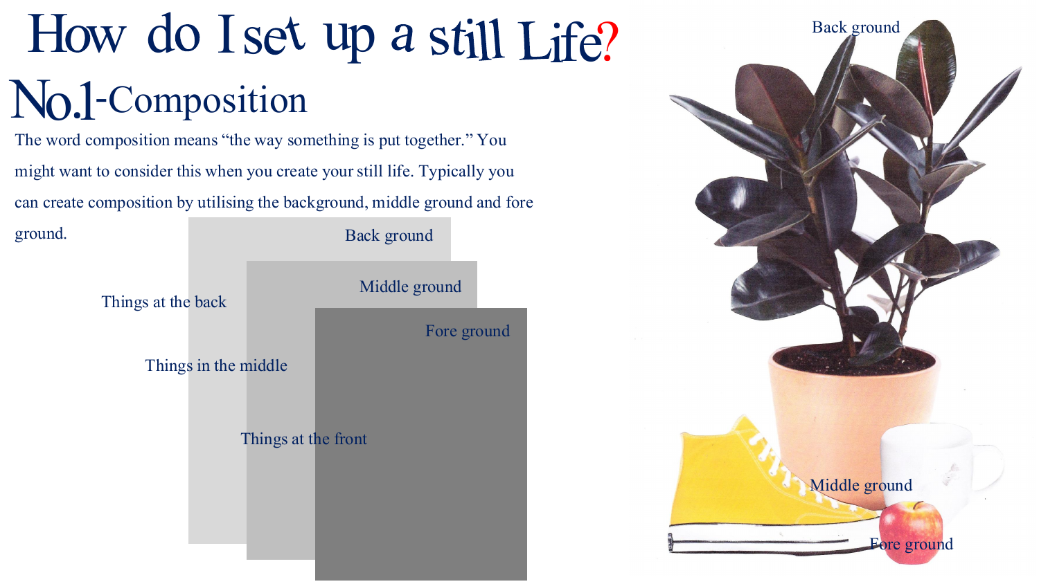# How do I set up a still Life?

## No.1-Composition

The word composition means "the way something is put together." You might want to consider this when you create your still life. Typically you can create composition by utilising the background, middle ground and fore ground.

Back ground

Middle ground

Fore ground

Things at the back

Things in the middle

Things at the front

Back ground

Middle ground

Fore ground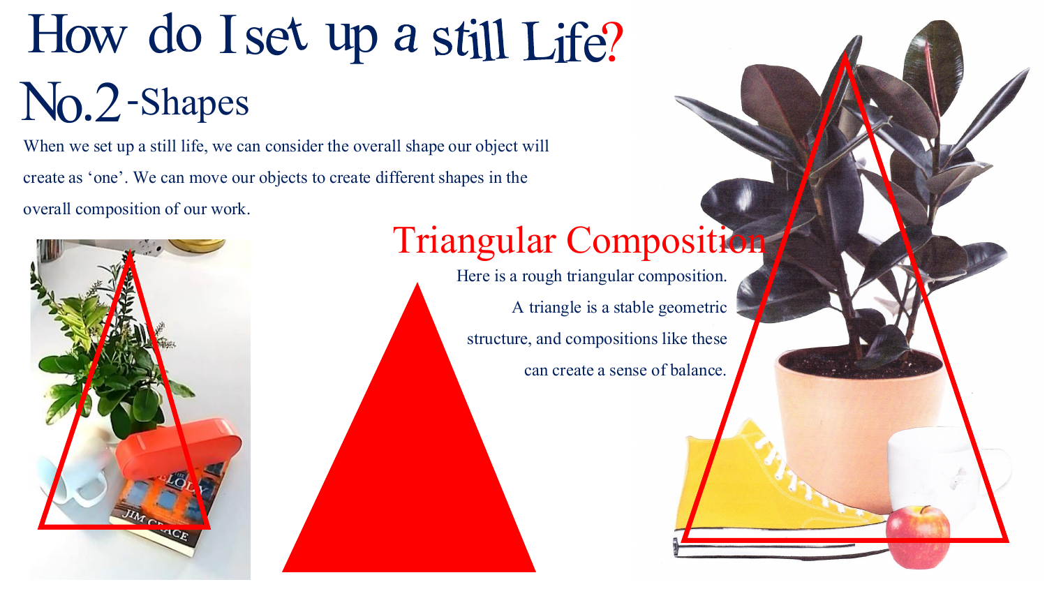# How do I set up a still Life?

## No.2 -Shapes

When we set up a still life, we can consider the overall shape our object will create as ‘one’. We can move our objects to create different shapes in the overall composition of our work.

### Triangular Composition

Here is a rough triangular composition. A triangle is a stable geometric structure, and compositions like these can create a sense of balance.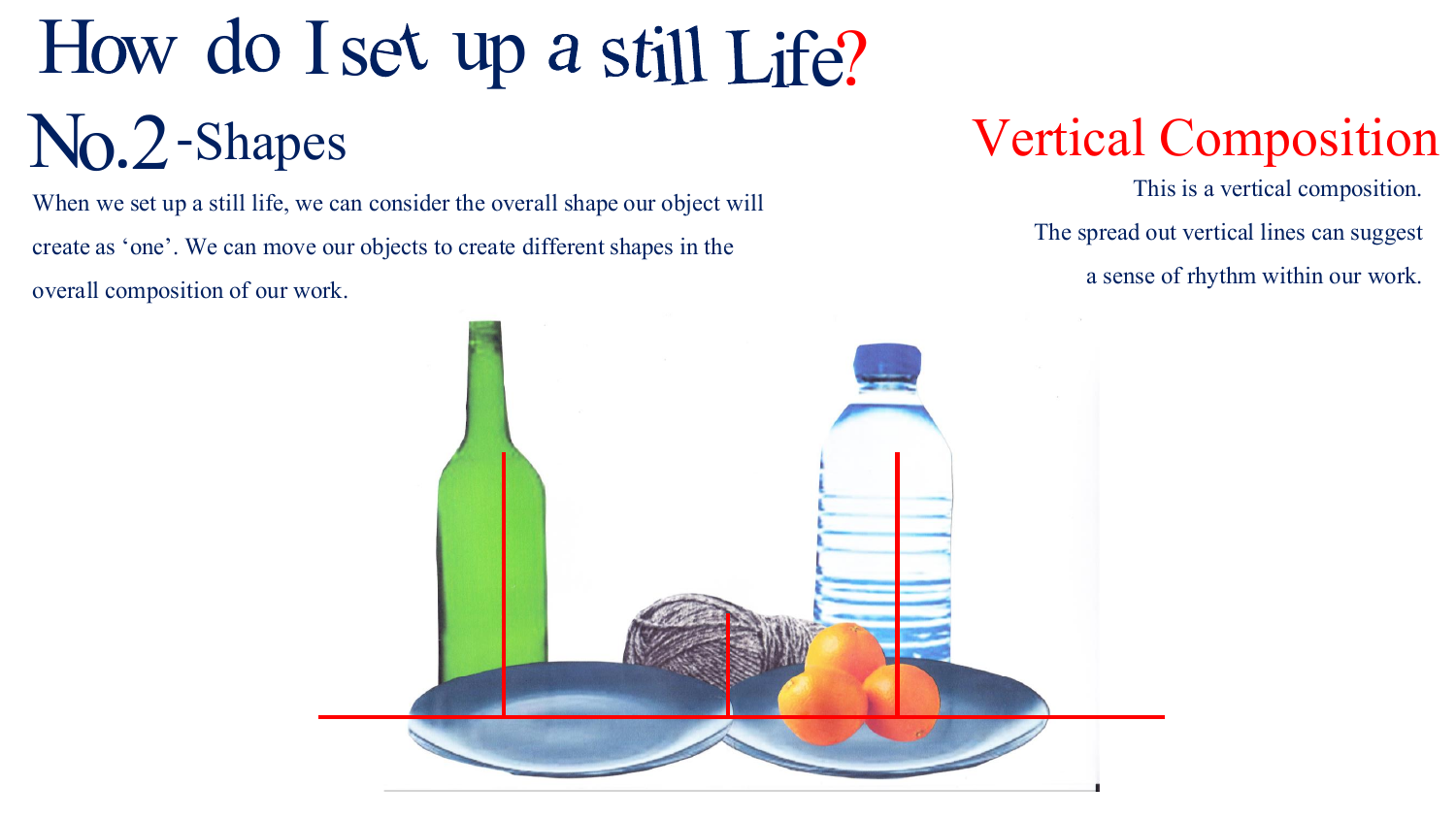# How do I set up a still Life?

## No.2 - Shapes

When we set up a still life, we can consider the overall shape our object will create as ‘one’. We can move our objects to create different shapes in the overall composition of our work.

## Vertical Composition

This is a vertical composition.

The spread out vertical lines can suggest a sense of rhythm within our work.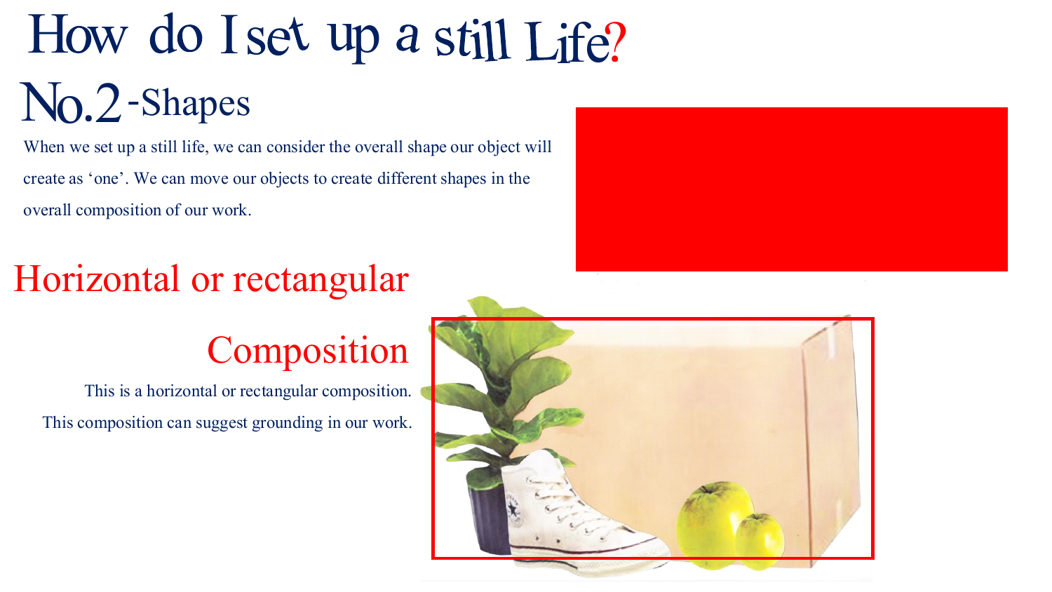# How do I set up a still Life?

## No.2 - Shapes

When we set up a still life, we can consider the overall shape our object will create as 'one'. We can move our objects to create different shapes in the overall composition of our work.

### Horizontal or rectangular Composition

This is a horizontal or rectangular composition.
This composition can suggest grounding in our work.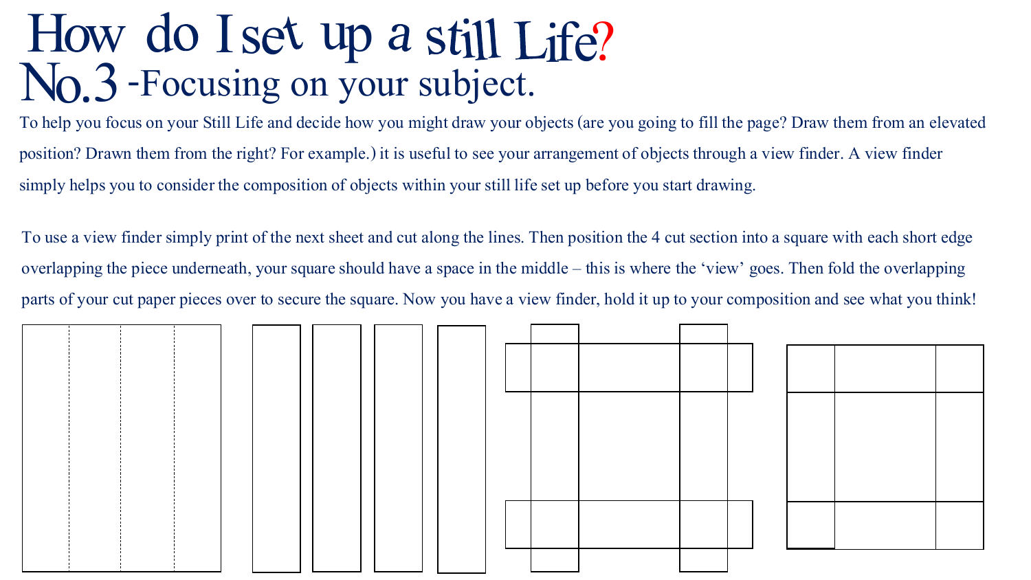# How do I set up a still Life?

## No.3 -Focusing on your subject.

To help you focus on your Still Life and decide how you might draw your objects (are you going to fill the page? Draw them from an elevated position? Drawn them from the right? For example.) it is useful to see your arrangement of objects through a view finder. A view finder simply helps you to consider the composition of objects within your still life set up before you start drawing.

To use a view finder simply print of the next sheet and cut along the lines. Then position the 4 cut section into a square with each short edge overlapping the piece underneath, your square should have a space in the middle – this is where the 'view' goes. Then fold the overlapping parts of your cut paper pieces over to secure the square. Now you have a view finder, hold it up to your composition and see what you think!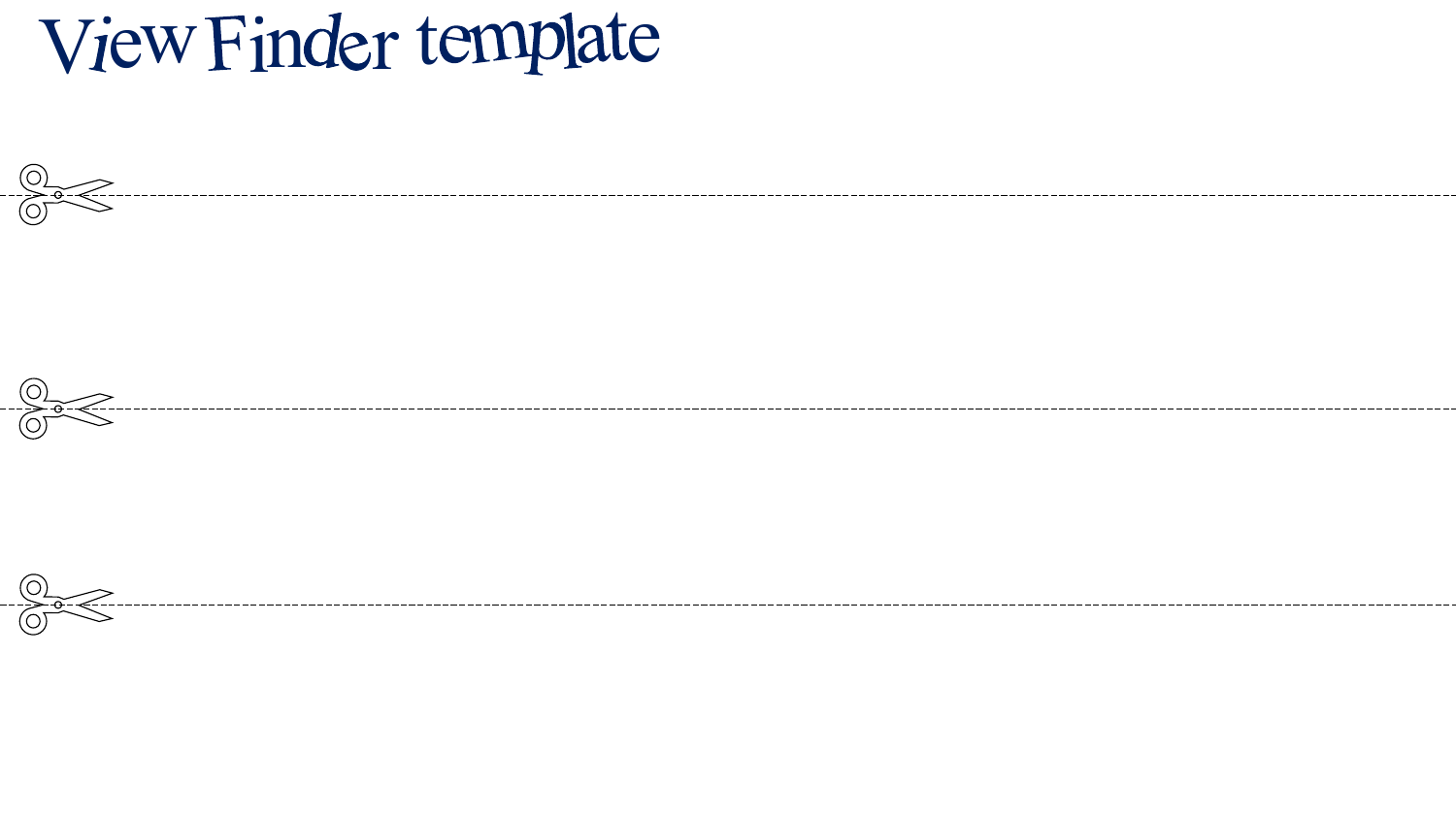# View Finder template